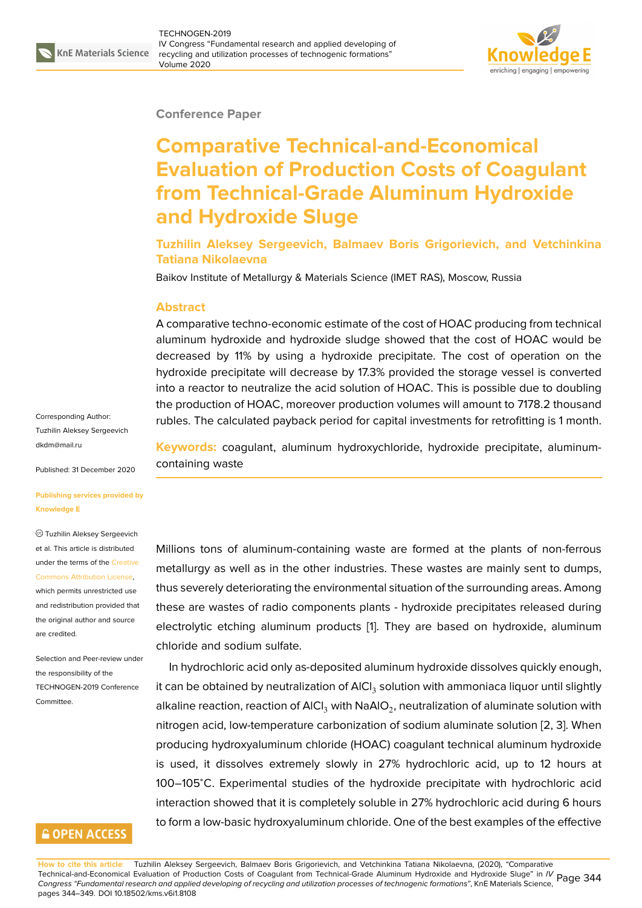Conference Paper

# Comparative Technical-and-Economical Evaluation of Production Costs of Coagulant from Technical-Grade Aluminum Hydroxide and Hydroxide Sluge

**Tuzhilin Aleksey Sergeevich, Balmaev Boris Grigorievich, and Vetchinkina Tatiana Nikolaevna**

Baikov Institute of Metallurgy & Materials Science (IMET RAS), Moscow, Russia

## Abstract

A comparative techno-economic estimate of the cost of HOAC producing from technical aluminum hydroxide and hydroxide sludge showed that the cost of HOAC would be decreased by 11% by using a hydroxide precipitate. The cost of operation on the hydroxide precipitate will decrease by 17.3% provided the storage vessel is converted into a reactor to neutralize the acid solution of HOAC. This is possible due to doubling the production of HOAC, moreover production volumes will amount to 7178.2 thousand rubles. The calculated payback period for capital investments for retrofitting is 1 month.

**Keywords:** coagulant, aluminum hydroxychloride, hydroxide precipitate, aluminum-containing waste

Corresponding Author: Tuzhilin Aleksey Sergeevich dkdm@mail.ru

Published: 31 December 2020

Publishing services provided by Knowledge E

© Tuzhilin Aleksey Sergeevich et al. This article is distributed under the terms of the Creative Commons Attribution License, which permits unrestricted use and redistribution provided that the original author and source are credited.

Selection and Peer-review under the responsibility of the TECHNOGEN-2019 Conference Committee.

Millions tons of aluminum-containing waste are formed at the plants of non-ferrous metallurgy as well as in the other industries. These wastes are mainly sent to dumps, thus severely deteriorating the environmental situation of the surrounding areas. Among these are wastes of radio components plants - hydroxide precipitates released during electrolytic etching aluminum products [1]. They are based on hydroxide, aluminum chloride and sodium sulfate.

In hydrochloric acid only as-deposited aluminum hydroxide dissolves quickly enough, it can be obtained by neutralization of $AlCl_3$ solution with ammoniaca liquor until slightly alkaline reaction, reaction of $AlCl_3$ with $NaAlO_2$, neutralization of aluminate solution with nitrogen acid, low-temperature carbonization of sodium aluminate solution [2, 3]. When producing hydroxyaluminum chloride (HOAC) coagulant technical aluminum hydroxide is used, it dissolves extremely slowly in 27% hydrochloric acid, up to 12 hours at 100–105°C. Experimental studies of the hydroxide precipitate with hydrochloric acid interaction showed that it is completely soluble in 27% hydrochloric acid during 6 hours to form a low-basic hydroxyaluminum chloride. One of the best examples of the effective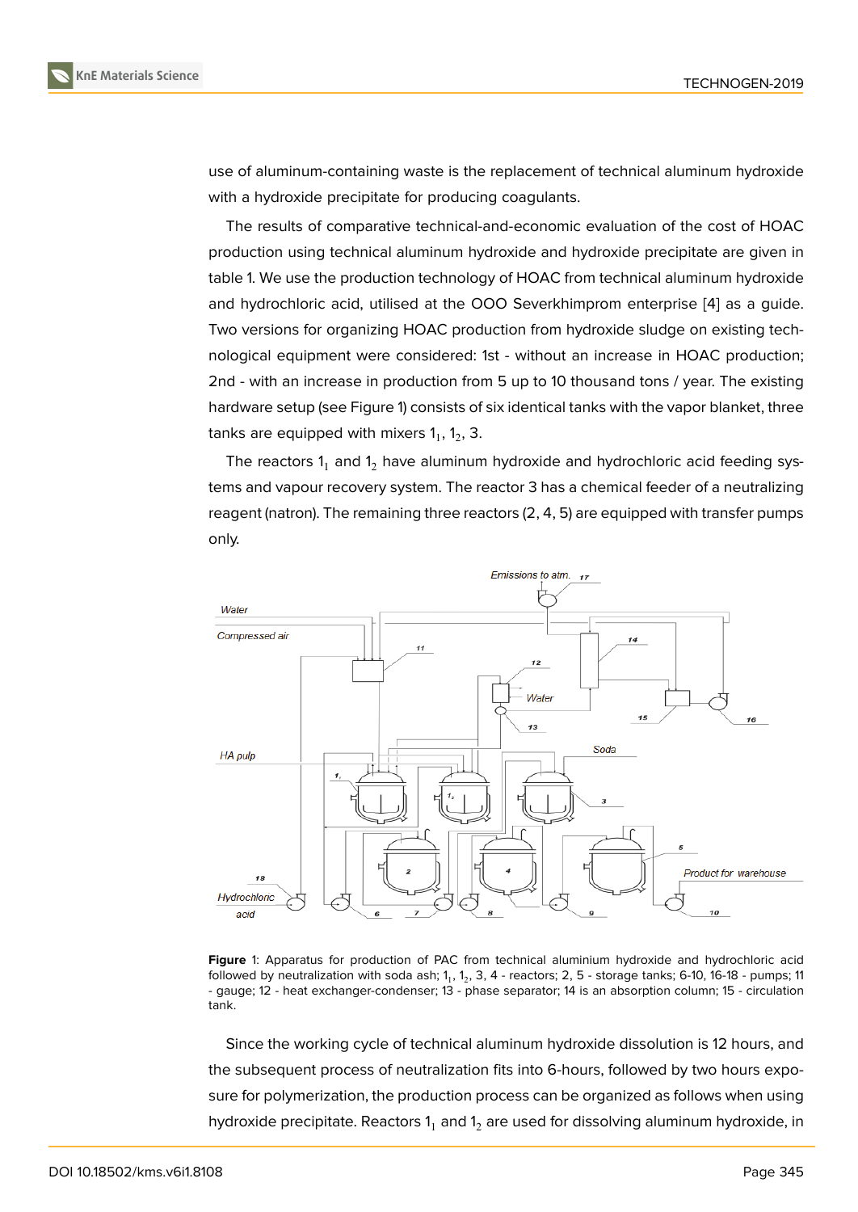use of aluminum-containing waste is the replacement of technical aluminum hydroxide with a hydroxide precipitate for producing coagulants.

The results of comparative technical-and-economic evaluation of the cost of HOAC production using technical aluminum hydroxide and hydroxide precipitate are given in table 1. We use the production technology of HOAC from technical aluminum hydroxide and hydrochloric acid, utilised at the OOO Severkhimprom enterprise [4] as a guide. Two versions for organizing HOAC production from hydroxide sludge on existing technological equipment were considered: 1st - without an increase in HOAC production; 2nd - with an increase in production from 5 up to 10 thousand tons / year. The existing hardware setup (see Figure 1) consists of six identical tanks with the vapor blanket, three tanks are equipped with mixers $1_1$, $1_2$, 3.

The reactors $1_1$ and $1_2$ have aluminum hydroxide and hydrochloric acid feeding systems and vapour recovery system. The reactor 3 has a chemical feeder of a neutralizing reagent (natron). The remaining three reactors (2, 4, 5) are equipped with transfer pumps only.

**Figure** 1: Apparatus for production of PAC from technical aluminium hydroxide and hydrochloric acid followed by neutralization with soda ash; $1_1$, $1_2$, 3, 4 - reactors; 2, 5 - storage tanks; 6-10, 16-18 - pumps; 11 - gauge; 12 - heat exchanger-condenser; 13 - phase separator; 14 is an absorption column; 15 - circulation tank.

Since the working cycle of technical aluminum hydroxide dissolution is 12 hours, and the subsequent process of neutralization fits into 6-hours, followed by two hours exposure for polymerization, the production process can be organized as follows when using hydroxide precipitate. Reactors $1_1$ and $1_2$ are used for dissolving aluminum hydroxide, in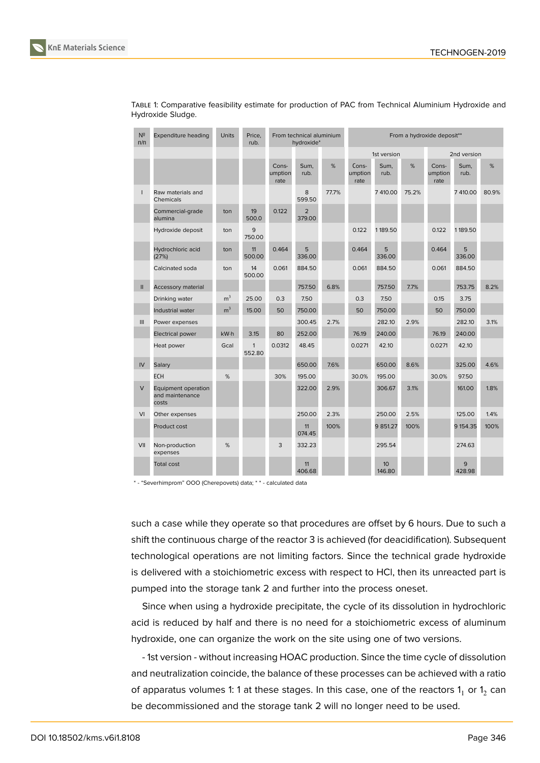Table 1: Comparative feasibility estimate for production of PAC from Technical Aluminium Hydroxide and Hydroxide Sludge.

| № п/п | Expenditure heading | Units | Price, rub. | From technical aluminium hydroxide* | | | From a hydroxide deposit** | | | | | |
|---|---|---|---|---|---|---|---|---|---|---|---|---|
| | | | | | | | 1st version | | | 2nd version | | |
| | | | | Consumption rate | Sum, rub. | % | Consumption rate | Sum, rub. | % | Consumption rate | Sum, rub. | % |
| I | Raw materials and Chemicals | | | | 8 599.50 | 77.7% | | 7 410.00 | 75.2% | | 7 410.00 | 80.9% |
| | Commercial-grade alumina | ton | 19 500.0 | 0.122 | 2 379.00 | | | | | | | |
| | Hydroxide deposit | ton | 9 750.00 | | | | 0.122 | 1 189.50 | | 0.122 | 1 189.50 | |
| | Hydrochloric acid (27%) | ton | 11 500.00 | 0.464 | 5 336.00 | | 0.464 | 5 336.00 | | 0.464 | 5 336.00 | |
| | Calcinated soda | ton | 14 500.00 | 0.061 | 884.50 | | 0.061 | 884.50 | | 0.061 | 884.50 | |
| II | Accessory material | | | | 757.50 | 6.8% | | 757.50 | 7.7% | | 753.75 | 8.2% |
| | Drinking water | $m^3$ | 25.00 | 0.3 | 7.50 | | 0.3 | 7.50 | | 0.15 | 3.75 | |
| | Industrial water | $m^3$ | 15.00 | 50 | 750.00 | | 50 | 750.00 | | 50 | 750.00 | |
| III | Power expenses | | | | 300.45 | 2.7% | | 282.10 | 2.9% | | 282.10 | 3.1% |
| | Electrical power | kW·h | 3.15 | 80 | 252.00 | | 76.19 | 240.00 | | 76.19 | 240.00 | |
| | Heat power | Gcal | 1 552.80 | 0.0312 | 48.45 | | 0.0271 | 42.10 | | 0.0271 | 42.10 | |
| IV | Salary | | | | 650.00 | 7.6% | | 650.00 | 8.6% | | 325.00 | 4.6% |
| | ECH | % | | 30% | 195.00 | | 30.0% | 195.00 | | 30.0% | 97.50 | |
| V | Equipment operation and maintenance costs | | | | 322.00 | 2.9% | | 306.67 | 3.1% | | 161.00 | 1.8% |
| VI | Other expenses | | | | 250.00 | 2.3% | | 250.00 | 2.5% | | 125.00 | 1.4% |
| | Product cost | | | | 11 074.45 | 100% | | 9 851.27 | 100% | | 9 154.35 | 100% |
| VII | Non-production expenses | % | | 3 | 332.23 | | | 295.54 | | | 274.63 | |
| | Total cost | | | | 11 406.68 | | | 10 146.80 | | | 9 428.98 | |

* - "Severhimprom" OOO (Cherepovets) data; * * - calculated data

such a case while they operate so that procedures are offset by 6 hours. Due to such a shift the continuous charge of the reactor 3 is achieved (for deacidification). Subsequent technological operations are not limiting factors. Since the technical grade hydroxide is delivered with a stoichiometric excess with respect to HCl, then its unreacted part is pumped into the storage tank 2 and further into the process oneset.

Since when using a hydroxide precipitate, the cycle of its dissolution in hydrochloric acid is reduced by half and there is no need for a stoichiometric excess of aluminum hydroxide, one can organize the work on the site using one of two versions.

- 1st version - without increasing HOAC production. Since the time cycle of dissolution and neutralization coincide, the balance of these processes can be achieved with a ratio of apparatus volumes 1: 1 at these stages. In this case, one of the reactors $1_1$ or $1_2$ can be decommissioned and the storage tank 2 will no longer need to be used.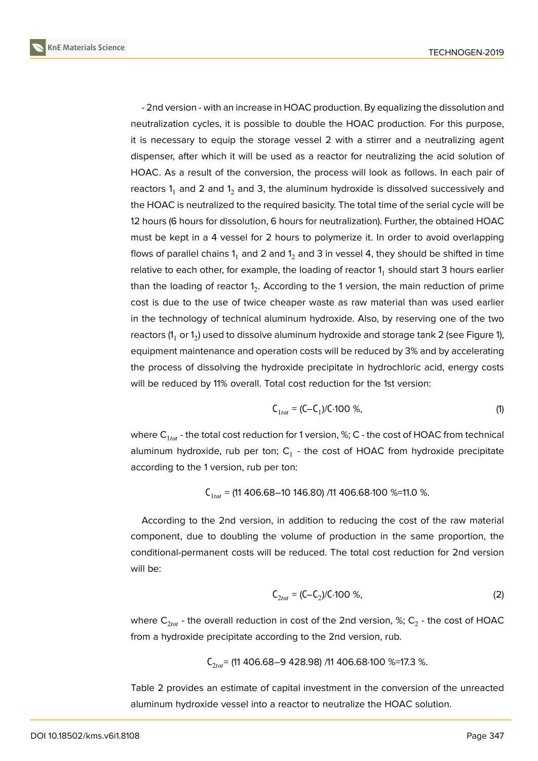- 2nd version - with an increase in HOAC production. By equalizing the dissolution and neutralization cycles, it is possible to double the HOAC production. For this purpose, it is necessary to equip the storage vessel 2 with a stirrer and a neutralizing agent dispenser, after which it will be used as a reactor for neutralizing the acid solution of HOAC. As a result of the conversion, the process will look as follows. In each pair of reactors $1_1$ and 2 and $1_2$ and 3, the aluminum hydroxide is dissolved successively and the HOAC is neutralized to the required basicity. The total time of the serial cycle will be 12 hours (6 hours for dissolution, 6 hours for neutralization). Further, the obtained HOAC must be kept in a 4 vessel for 2 hours to polymerize it. In order to avoid overlapping flows of parallel chains $1_1$ and 2 and $1_2$ and 3 in vessel 4, they should be shifted in time relative to each other, for example, the loading of reactor $1_1$ should start 3 hours earlier than the loading of reactor $1_2$. According to the 1 version, the main reduction of prime cost is due to the use of twice cheaper waste as raw material than was used earlier in the technology of technical aluminum hydroxide. Also, by reserving one of the two reactors ($1_1$ or $1_2$) used to dissolve aluminum hydroxide and storage tank 2 (see Figure 1), equipment maintenance and operation costs will be reduced by 3% and by accelerating the process of dissolving the hydroxide precipitate in hydrochloric acid, energy costs will be reduced by 11% overall. Total cost reduction for the 1st version:

$$C_{1tot} = (C - C_1)/C \cdot 100\ \%, \tag{1}$$

where $C_{1tot}$ - the total cost reduction for 1 version, %; C - the cost of HOAC from technical aluminum hydroxide, rub per ton; $C_1$ - the cost of HOAC from hydroxide precipitate according to the 1 version, rub per ton:

$$C_{1tot} = (11\,406.68 - 10\,146.80)\ /11\,406.68 \cdot 100\ \% = 11.0\ \%.$$

According to the 2nd version, in addition to reducing the cost of the raw material component, due to doubling the volume of production in the same proportion, the conditional-permanent costs will be reduced. The total cost reduction for 2nd version will be:

$$C_{2tot} = (C - C_2)/C \cdot 100\ \%, \tag{2}$$

where $C_{2tot}$ - the overall reduction in cost of the 2nd version, %; $C_2$ - the cost of HOAC from a hydroxide precipitate according to the 2nd version, rub.

$$C_{2tot} = (11\,406.68 - 9\,428.98)\ /11\,406.68 \cdot 100\ \% = 17.3\ \%.$$

Table 2 provides an estimate of capital investment in the conversion of the unreacted aluminum hydroxide vessel into a reactor to neutralize the HOAC solution.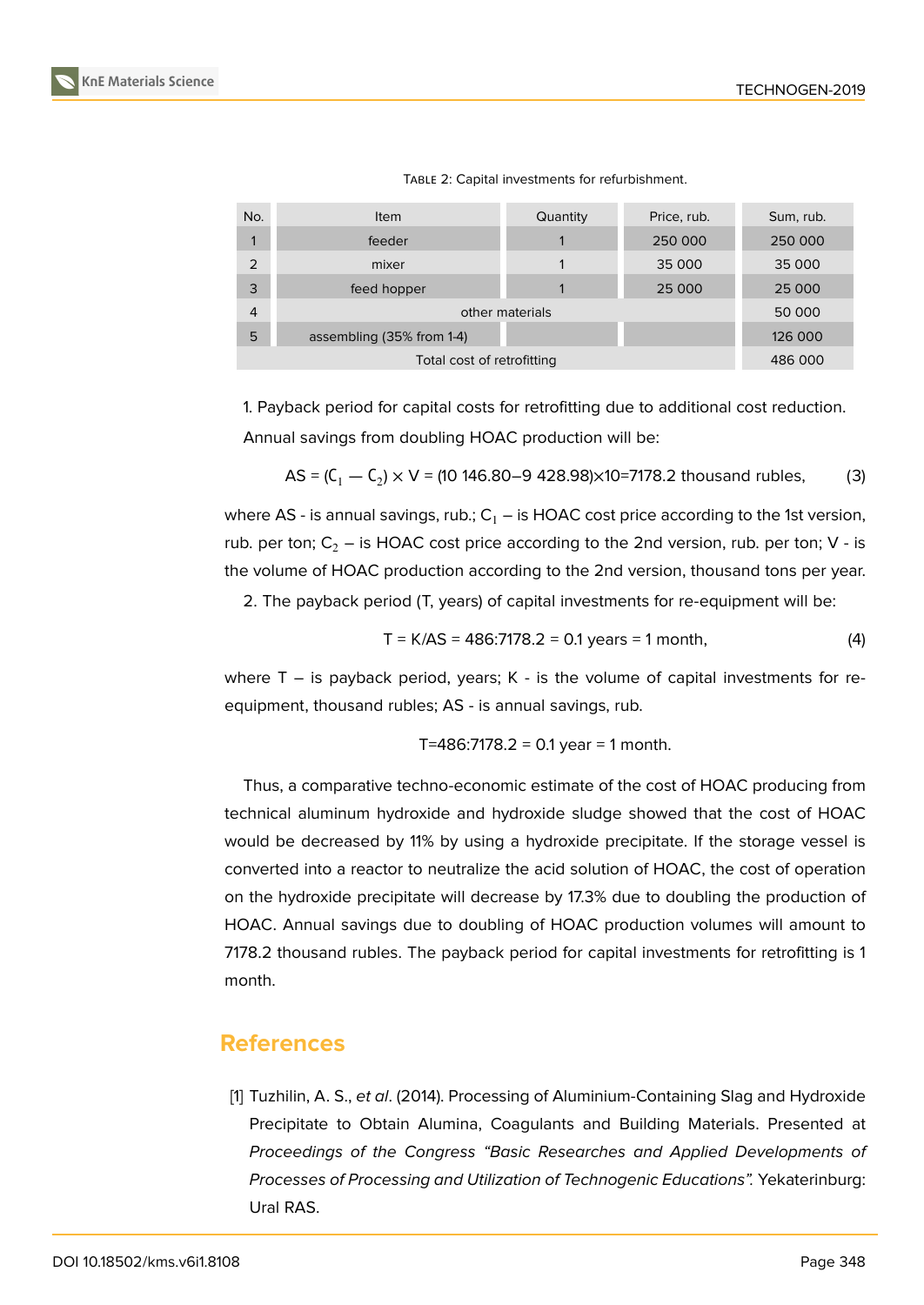Table 2: Capital investments for refurbishment.

| No. | Item | Quantity | Price, rub. | Sum, rub. |
|---|---|---|---|---|
| 1 | feeder | 1 | 250 000 | 250 000 |
| 2 | mixer | 1 | 35 000 | 35 000 |
| 3 | feed hopper | 1 | 25 000 | 25 000 |
| 4 | other materials | | | 50 000 |
| 5 | assembling (35% from 1-4) | | | 126 000 |
| Total cost of retrofitting | | | | 486 000 |

1. Payback period for capital costs for retrofitting due to additional cost reduction. Annual savings from doubling HOAC production will be:

$$AS = (C_1 - C_2) \times V = (10\ 146.80 - 9\ 428.98) \times 10 = 7178.2 \text{ thousand rubles}, \quad (3)$$

where AS - is annual savings, rub.; $C_1$ – is HOAC cost price according to the 1st version, rub. per ton; $C_2$ – is HOAC cost price according to the 2nd version, rub. per ton; V - is the volume of HOAC production according to the 2nd version, thousand tons per year.

2. The payback period (T, years) of capital investments for re-equipment will be:

$$T = K/AS = 486:7178.2 = 0.1 \text{ years} = 1 \text{ month}, \quad (4)$$

where T – is payback period, years; K - is the volume of capital investments for re-equipment, thousand rubles; AS - is annual savings, rub.

$$T = 486:7178.2 = 0.1 \text{ year} = 1 \text{ month}.$$

Thus, a comparative techno-economic estimate of the cost of HOAC producing from technical aluminum hydroxide and hydroxide sludge showed that the cost of HOAC would be decreased by 11% by using a hydroxide precipitate. If the storage vessel is converted into a reactor to neutralize the acid solution of HOAC, the cost of operation on the hydroxide precipitate will decrease by 17.3% due to doubling the production of HOAC. Annual savings due to doubling of HOAC production volumes will amount to 7178.2 thousand rubles. The payback period for capital investments for retrofitting is 1 month.

## References

[1] Tuzhilin, A. S., *et al*. (2014). Processing of Aluminium-Containing Slag and Hydroxide Precipitate to Obtain Alumina, Coagulants and Building Materials. Presented at *Proceedings of the Congress "Basic Researches and Applied Developments of Processes of Processing and Utilization of Technogenic Educations".* Yekaterinburg: Ural RAS.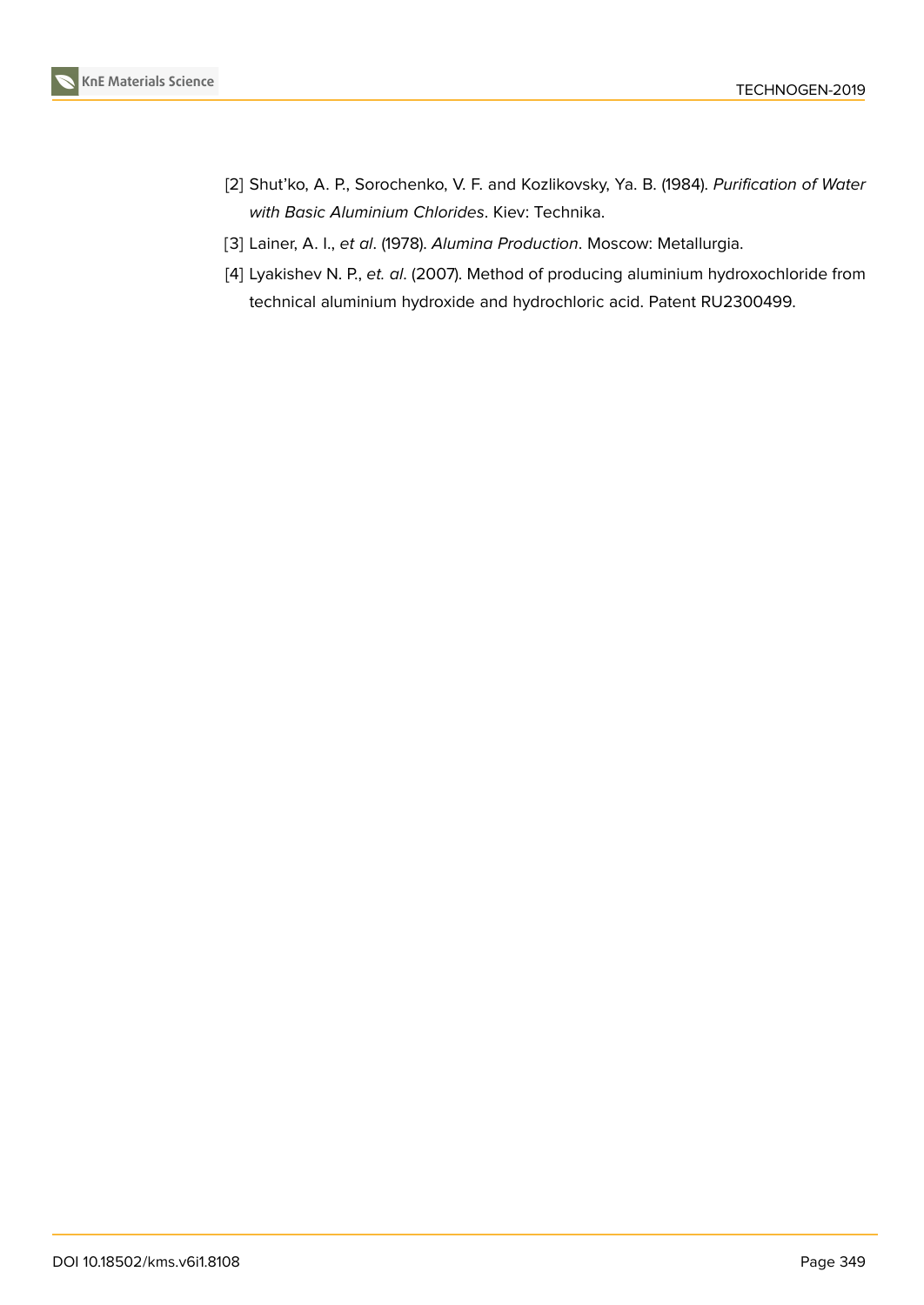[2] Shut'ko, A. P., Sorochenko, V. F. and Kozlikovsky, Ya. B. (1984). *Purification of Water with Basic Aluminium Chlorides*. Kiev: Technika.

[3] Lainer, A. I., *et al*. (1978). *Alumina Production*. Moscow: Metallurgia.

[4] Lyakishev N. P., *et. al*. (2007). Method of producing aluminium hydroxochloride from technical aluminium hydroxide and hydrochloric acid. Patent RU2300499.